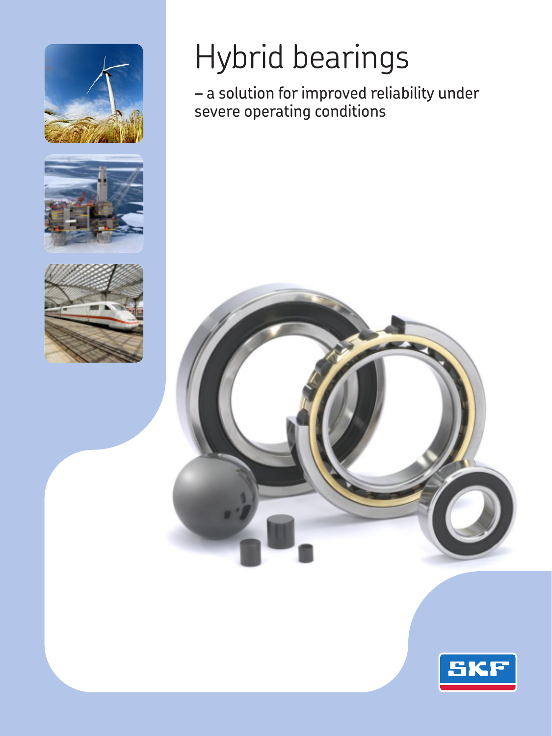# Hybrid bearings

– a solution for improved reliability under severe operating conditions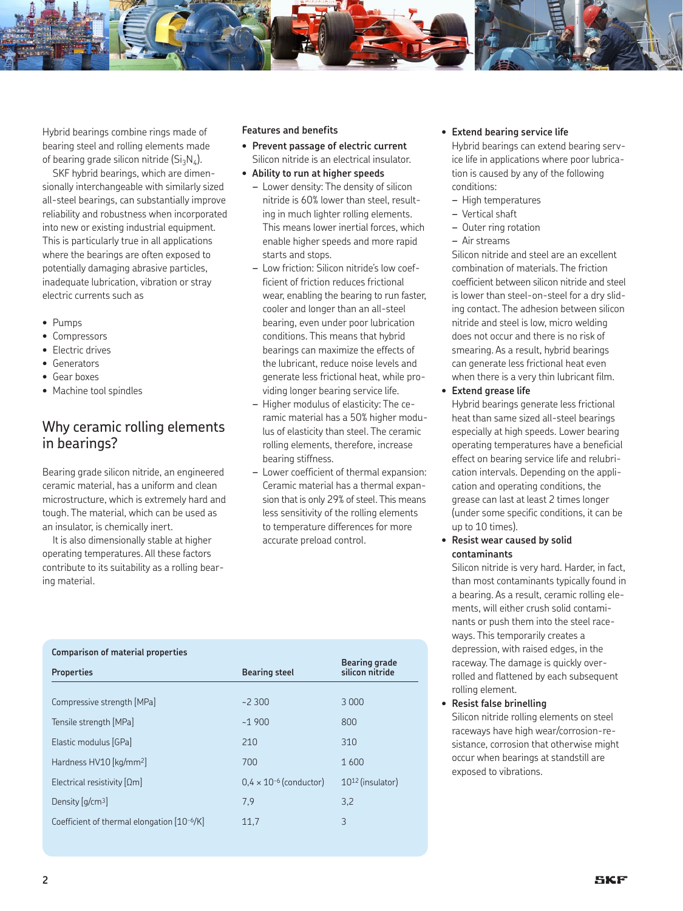Hybrid bearings combine rings made of bearing steel and rolling elements made of bearing grade silicon nitride ($Si_3N_4$).

SKF hybrid bearings, which are dimensionally interchangeable with similarly sized all-steel bearings, can substantially improve reliability and robustness when incorporated into new or existing industrial equipment. This is particularly true in all applications where the bearings are often exposed to potentially damaging abrasive particles, inadequate lubrication, vibration or stray electric currents such as

- Pumps
- Compressors
- Electric drives
- Generators
- Gear boxes
- Machine tool spindles

## Why ceramic rolling elements in bearings?

Bearing grade silicon nitride, an engineered ceramic material, has a uniform and clean microstructure, which is extremely hard and tough. The material, which can be used as an insulator, is chemically inert.

It is also dimensionally stable at higher operating temperatures. All these factors contribute to its suitability as a rolling bearing material.

| Comparison of material properties | | |
| --- | --- | --- |
| **Properties** | **Bearing steel** | **Bearing grade silicon nitride** |
| Compressive strength [MPa] | ~2 300 | 3 000 |
| Tensile strength [MPa] | ~1 900 | 800 |
| Elastic modulus [GPa] | 210 | 310 |
| Hardness HV10 [kg/mm$^2$] | 700 | 1 600 |
| Electrical resistivity [Ωm] | $0{,}4 \times 10^{-6}$ (conductor) | $10^{12}$ (insulator) |
| Density [g/cm$^3$] | 7,9 | 3,2 |
| Coefficient of thermal elongation [$10^{-6}$/K] | 11,7 | 3 |

### Features and benefits

- **Prevent passage of electric current**
  Silicon nitride is an electrical insulator.
- **Ability to run at higher speeds**
  - Lower density: The density of silicon nitride is 60% lower than steel, resulting in much lighter rolling elements. This means lower inertial forces, which enable higher speeds and more rapid starts and stops.
  - Low friction: Silicon nitride's low coefficient of friction reduces frictional wear, enabling the bearing to run faster, cooler and longer than an all-steel bearing, even under poor lubrication conditions. This means that hybrid bearings can maximize the effects of the lubricant, reduce noise levels and generate less frictional heat, while providing longer bearing service life.
  - Higher modulus of elasticity: The ceramic material has a 50% higher modulus of elasticity than steel. The ceramic rolling elements, therefore, increase bearing stiffness.
  - Lower coefficient of thermal expansion: Ceramic material has a thermal expansion that is only 29% of steel. This means less sensitivity of the rolling elements to temperature differences for more accurate preload control.
- **Extend bearing service life**
  Hybrid bearings can extend bearing service life in applications where poor lubrication is caused by any of the following conditions:
  - High temperatures
  - Vertical shaft
  - Outer ring rotation
  - Air streams

  Silicon nitride and steel are an excellent combination of materials. The friction coefficient between silicon nitride and steel is lower than steel-on-steel for a dry sliding contact. The adhesion between silicon nitride and steel is low, micro welding does not occur and there is no risk of smearing. As a result, hybrid bearings can generate less frictional heat even when there is a very thin lubricant film.
- **Extend grease life**
  Hybrid bearings generate less frictional heat than same sized all-steel bearings especially at high speeds. Lower bearing operating temperatures have a beneficial effect on bearing service life and relubrication intervals. Depending on the application and operating conditions, the grease can last at least 2 times longer (under some specific conditions, it can be up to 10 times).
- **Resist wear caused by solid contaminants**
  Silicon nitride is very hard. Harder, in fact, than most contaminants typically found in a bearing. As a result, ceramic rolling elements, will either crush solid contaminants or push them into the steel raceways. This temporarily creates a depression, with raised edges, in the raceway. The damage is quickly overrolled and flattened by each subsequent rolling element.
- **Resist false brinelling**
  Silicon nitride rolling elements on steel raceways have high wear/corrosion-resistance, corrosion that otherwise might occur when bearings at standstill are exposed to vibrations.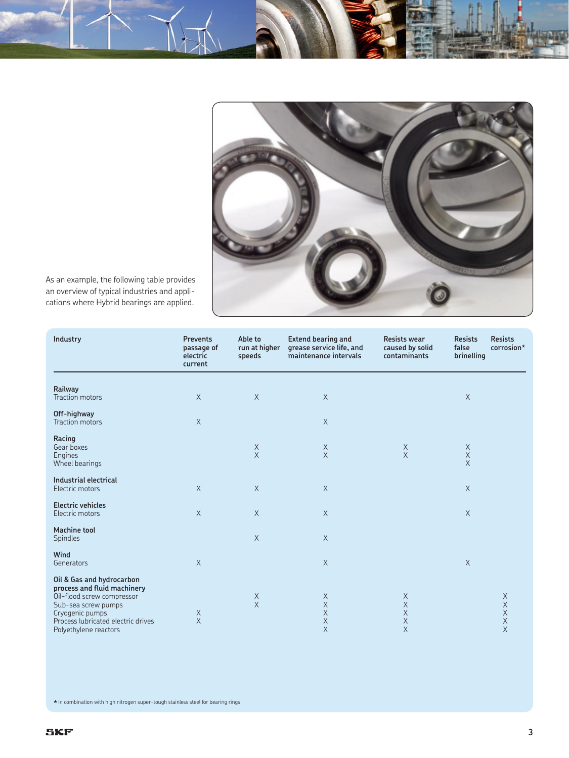As an example, the following table provides an overview of typical industries and applications where Hybrid bearings are applied.

| Industry | Prevents passage of electric current | Able to run at higher speeds | Extend bearing and grease service life, and maintenance intervals | Resists wear caused by solid contaminants | Resists false brinelling | Resists corrosion* |
|---|---|---|---|---|---|---|
| **Railway** | | | | | | |
| Traction motors | X | X | X | | X | |
| **Off-highway** | | | | | | |
| Traction motors | X | | X | | | |
| **Racing** | | | | | | |
| Gear boxes | | X | X | X | X | |
| Engines | | X | X | X | X | |
| Wheel bearings | | | | | X | |
| **Industrial electrical** | | | | | | |
| Electric motors | X | X | X | | X | |
| **Electric vehicles** | | | | | | |
| Electric motors | X | X | X | | X | |
| **Machine tool** | | | | | | |
| Spindles | | X | X | | | |
| **Wind** | | | | | | |
| Generators | X | | X | | X | |
| **Oil & Gas and hydrocarbon process and fluid machinery** | | | | | | |
| Oil-flood screw compressor | | X | X | X | | X |
| Sub-sea screw pumps | | X | X | X | | X |
| Cryogenic pumps | X | | X | X | | X |
| Process lubricated electric drives | X | | X | X | | X |
| Polyethylene reactors | | | X | X | | X |

* In combination with high nitrogen super-tough stainless steel for bearing rings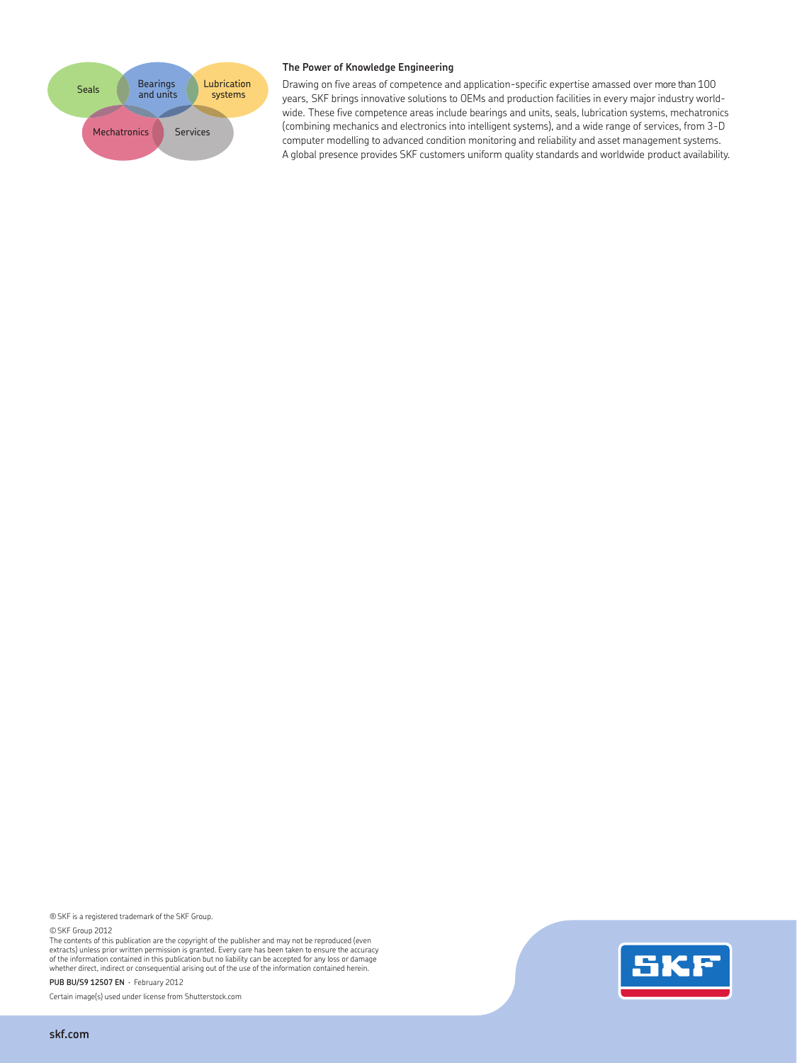Seals

Bearings and units

Lubrication systems

Mechatronics

Services

**The Power of Knowledge Engineering**

Drawing on five areas of competence and application-specific expertise amassed over more than 100 years, SKF brings innovative solutions to OEMs and production facilities in every major industry worldwide. These five competence areas include bearings and units, seals, lubrication systems, mechatronics (combining mechanics and electronics into intelligent systems), and a wide range of services, from 3-D computer modelling to advanced condition monitoring and reliability and asset management systems. A global presence provides SKF customers uniform quality standards and worldwide product availability.

® SKF is a registered trademark of the SKF Group.

© SKF Group 2012

The contents of this publication are the copyright of the publisher and may not be reproduced (even extracts) unless prior written permission is granted. Every care has been taken to ensure the accuracy of the information contained in this publication but no liability can be accepted for any loss or damage whether direct, indirect or consequential arising out of the use of the information contained herein.

**PUB BU/S9 12507 EN** · February 2012

Certain image(s) used under license from Shutterstock.com

**skf.com**